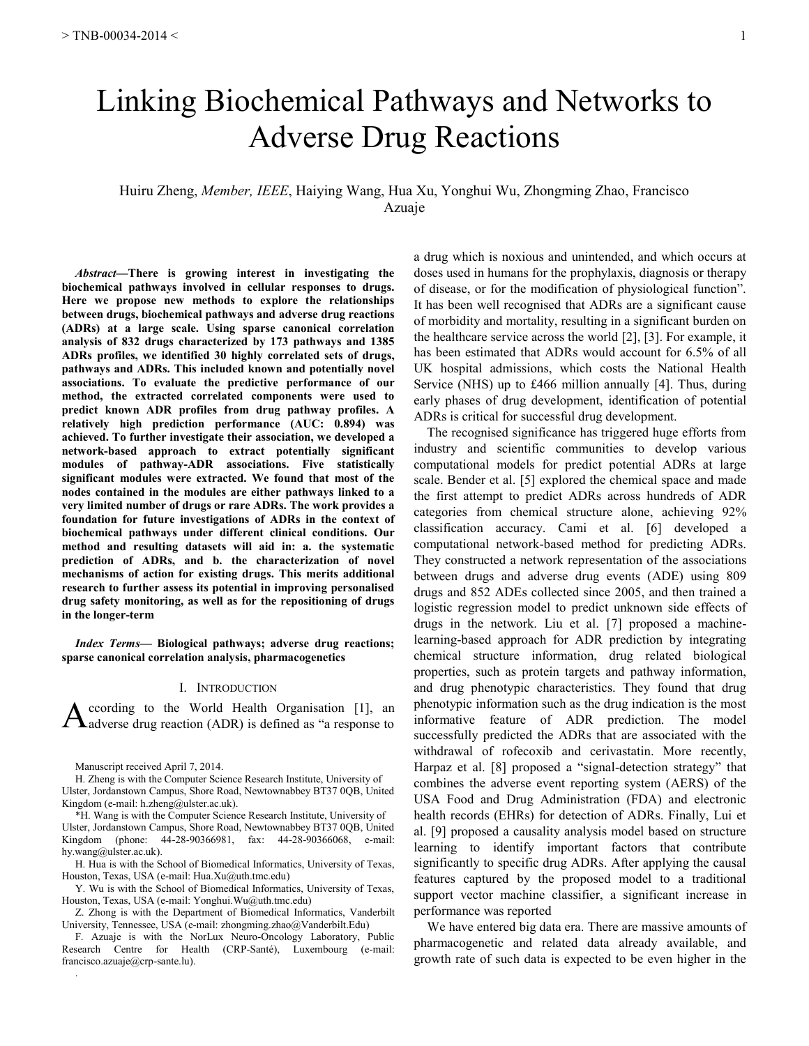# Linking Biochemical Pathways and Networks to Adverse Drug Reactions

Huiru Zheng, *Member, IEEE*, Haiying Wang, Hua Xu, Yonghui Wu, Zhongming Zhao, Francisco Azuaje

***Abstract*—There is growing interest in investigating the biochemical pathways involved in cellular responses to drugs. Here we propose new methods to explore the relationships between drugs, biochemical pathways and adverse drug reactions (ADRs) at a large scale. Using sparse canonical correlation analysis of 832 drugs characterized by 173 pathways and 1385 ADRs profiles, we identified 30 highly correlated sets of drugs, pathways and ADRs. This included known and potentially novel associations. To evaluate the predictive performance of our method, the extracted correlated components were used to predict known ADR profiles from drug pathway profiles. A relatively high prediction performance (AUC: 0.894) was achieved. To further investigate their association, we developed a network-based approach to extract potentially significant modules of pathway-ADR associations. Five statistically significant modules were extracted. We found that most of the nodes contained in the modules are either pathways linked to a very limited number of drugs or rare ADRs. The work provides a foundation for future investigations of ADRs in the context of biochemical pathways under different clinical conditions. Our method and resulting datasets will aid in: a. the systematic prediction of ADRs, and b. the characterization of novel mechanisms of action for existing drugs. This merits additional research to further assess its potential in improving personalised drug safety monitoring, as well as for the repositioning of drugs in the longer-term**

***Index Terms*— Biological pathways; adverse drug reactions; sparse canonical correlation analysis, pharmacogenetics**

## I. Introduction

According to the World Health Organisation [1], an adverse drug reaction (ADR) is defined as "a response to a drug which is noxious and unintended, and which occurs at doses used in humans for the prophylaxis, diagnosis or therapy of disease, or for the modification of physiological function". It has been well recognised that ADRs are a significant cause of morbidity and mortality, resulting in a significant burden on the healthcare service across the world [2], [3]. For example, it has been estimated that ADRs would account for 6.5% of all UK hospital admissions, which costs the National Health Service (NHS) up to £466 million annually [4]. Thus, during early phases of drug development, identification of potential ADRs is critical for successful drug development.

The recognised significance has triggered huge efforts from industry and scientific communities to develop various computational models for predict potential ADRs at large scale. Bender et al. [5] explored the chemical space and made the first attempt to predict ADRs across hundreds of ADR categories from chemical structure alone, achieving 92% classification accuracy. Cami et al. [6] developed a computational network-based method for predicting ADRs. They constructed a network representation of the associations between drugs and adverse drug events (ADE) using 809 drugs and 852 ADEs collected since 2005, and then trained a logistic regression model to predict unknown side effects of drugs in the network. Liu et al. [7] proposed a machine-learning-based approach for ADR prediction by integrating chemical structure information, drug related biological properties, such as protein targets and pathway information, and drug phenotypic characteristics. They found that drug phenotypic information such as the drug indication is the most informative feature of ADR prediction. The model successfully predicted the ADRs that are associated with the withdrawal of rofecoxib and cerivastatin. More recently, Harpaz et al. [8] proposed a "signal-detection strategy" that combines the adverse event reporting system (AERS) of the USA Food and Drug Administration (FDA) and electronic health records (EHRs) for detection of ADRs. Finally, Lui et al. [9] proposed a causality analysis model based on structure learning to identify important factors that contribute significantly to specific drug ADRs. After applying the causal features captured by the proposed model to a traditional support vector machine classifier, a significant increase in performance was reported

We have entered big data era. There are massive amounts of pharmacogenetic and related data already available, and growth rate of such data is expected to be even higher in the

Manuscript received April 7, 2014.

H. Zheng is with the Computer Science Research Institute, University of Ulster, Jordanstown Campus, Shore Road, Newtownabbey BT37 0QB, United Kingdom (e-mail: h.zheng@ulster.ac.uk).

*H. Wang is with the Computer Science Research Institute, University of Ulster, Jordanstown Campus, Shore Road, Newtownabbey BT37 0QB, United Kingdom (phone: 44-28-90366981, fax: 44-28-90366068, e-mail: hy.wang@ulster.ac.uk).

H. Hua is with the School of Biomedical Informatics, University of Texas, Houston, Texas, USA (e-mail: Hua.Xu@uth.tmc.edu)

Y. Wu is with the School of Biomedical Informatics, University of Texas, Houston, Texas, USA (e-mail: Yonghui.Wu@uth.tmc.edu)

Z. Zhong is with the Department of Biomedical Informatics, Vanderbilt University, Tennessee, USA (e-mail: zhongming.zhao@Vanderbilt.Edu)

F. Azuaje is with the NorLux Neuro-Oncology Laboratory, Public Research Centre for Health (CRP-Santé), Luxembourg (e-mail: francisco.azuaje@crp-sante.lu).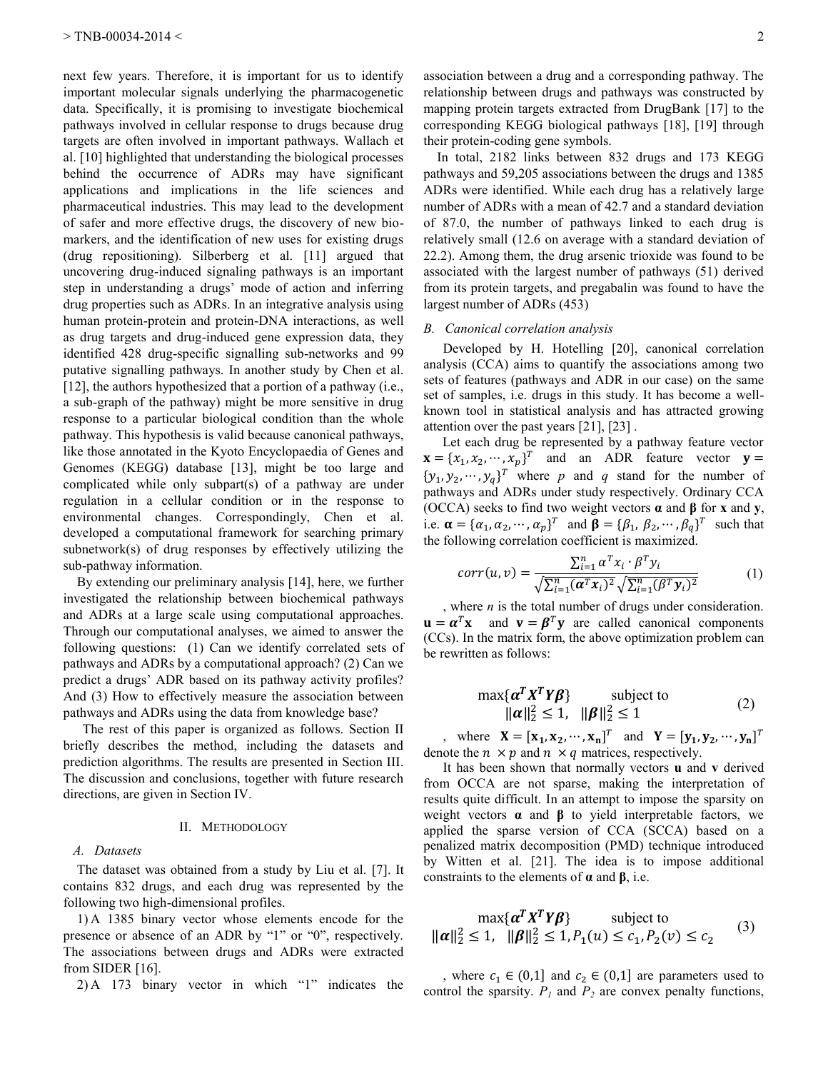next few years. Therefore, it is important for us to identify important molecular signals underlying the pharmacogenetic data. Specifically, it is promising to investigate biochemical pathways involved in cellular response to drugs because drug targets are often involved in important pathways. Wallach et al. [10] highlighted that understanding the biological processes behind the occurrence of ADRs may have significant applications and implications in the life sciences and pharmaceutical industries. This may lead to the development of safer and more effective drugs, the discovery of new bio-markers, and the identification of new uses for existing drugs (drug repositioning). Silberberg et al. [11] argued that uncovering drug-induced signaling pathways is an important step in understanding a drugs' mode of action and inferring drug properties such as ADRs. In an integrative analysis using human protein-protein and protein-DNA interactions, as well as drug targets and drug-induced gene expression data, they identified 428 drug-specific signalling sub-networks and 99 putative signalling pathways. In another study by Chen et al. [12], the authors hypothesized that a portion of a pathway (i.e., a sub-graph of the pathway) might be more sensitive in drug response to a particular biological condition than the whole pathway. This hypothesis is valid because canonical pathways, like those annotated in the Kyoto Encyclopaedia of Genes and Genomes (KEGG) database [13], might be too large and complicated while only subpart(s) of a pathway are under regulation in a cellular condition or in the response to environmental changes. Correspondingly, Chen et al. developed a computational framework for searching primary subnetwork(s) of drug responses by effectively utilizing the sub-pathway information.

By extending our preliminary analysis [14], here, we further investigated the relationship between biochemical pathways and ADRs at a large scale using computational approaches. Through our computational analyses, we aimed to answer the following questions: (1) Can we identify correlated sets of pathways and ADRs by a computational approach? (2) Can we predict a drugs' ADR based on its pathway activity profiles? And (3) How to effectively measure the association between pathways and ADRs using the data from knowledge base?

The rest of this paper is organized as follows. Section II briefly describes the method, including the datasets and prediction algorithms. The results are presented in Section III. The discussion and conclusions, together with future research directions, are given in Section IV.

## II. Methodology

### A. Datasets

The dataset was obtained from a study by Liu et al. [7]. It contains 832 drugs, and each drug was represented by the following two high-dimensional profiles.

1) A 1385 binary vector whose elements encode for the presence or absence of an ADR by "1" or "0", respectively. The associations between drugs and ADRs were extracted from SIDER [16].

2) A 173 binary vector in which "1" indicates the association between a drug and a corresponding pathway. The relationship between drugs and pathways was constructed by mapping protein targets extracted from DrugBank [17] to the corresponding KEGG biological pathways [18], [19] through their protein-coding gene symbols.

In total, 2182 links between 832 drugs and 173 KEGG pathways and 59,205 associations between the drugs and 1385 ADRs were identified. While each drug has a relatively large number of ADRs with a mean of 42.7 and a standard deviation of 87.0, the number of pathways linked to each drug is relatively small (12.6 on average with a standard deviation of 22.2). Among them, the drug arsenic trioxide was found to be associated with the largest number of pathways (51) derived from its protein targets, and pregabalin was found to have the largest number of ADRs (453)

### B. Canonical correlation analysis

Developed by H. Hotelling [20], canonical correlation analysis (CCA) aims to quantify the associations among two sets of features (pathways and ADR in our case) on the same set of samples, i.e. drugs in this study. It has become a well-known tool in statistical analysis and has attracted growing attention over the past years [21], [23] .

Let each drug be represented by a pathway feature vector $\mathbf{x} = \{x_1, x_2, \cdots, x_p\}^T$ and an ADR feature vector $\mathbf{y} = \{y_1, y_2, \cdots, y_q\}^T$ where $p$ and $q$ stand for the number of pathways and ADRs under study respectively. Ordinary CCA (OCCA) seeks to find two weight vectors $\boldsymbol{\alpha}$ and $\boldsymbol{\beta}$ for $\mathbf{x}$ and $\mathbf{y}$, i.e. $\boldsymbol{\alpha} = \{\alpha_1, \alpha_2, \cdots, \alpha_p\}^T$ and $\boldsymbol{\beta} = \{\beta_1, \beta_2, \cdots, \beta_q\}^T$ such that the following correlation coefficient is maximized.

$$corr(u, v) = \frac{\sum_{i=1}^{n} \alpha^T x_i \cdot \beta^T y_i}{\sqrt{\sum_{i=1}^{n} (\boldsymbol{\alpha}^T \boldsymbol{x}_i)^2} \sqrt{\sum_{i=1}^{n} (\boldsymbol{\beta}^T \boldsymbol{y}_i)^2}} \quad (1)$$

, where $n$ is the total number of drugs under consideration. $\mathbf{u} = \boldsymbol{\alpha}^T \mathbf{x}$ and $\mathbf{v} = \boldsymbol{\beta}^T \mathbf{y}$ are called canonical components (CCs). In the matrix form, the above optimization problem can be rewritten as follows:

$$\max\{\boldsymbol{\alpha}^T \boldsymbol{X}^T \boldsymbol{Y} \boldsymbol{\beta}\} \quad \text{subject to} \quad \|\boldsymbol{\alpha}\|_2^2 \le 1, \ \ \|\boldsymbol{\beta}\|_2^2 \le 1 \quad (2)$$

, where $\mathbf{X} = [\mathbf{x_1}, \mathbf{x_2}, \cdots, \mathbf{x_n}]^T$ and $\mathbf{Y} = [\mathbf{y_1}, \mathbf{y_2}, \cdots, \mathbf{y_n}]^T$ denote the $n \times p$ and $n \times q$ matrices, respectively.

It has been shown that normally vectors $\mathbf{u}$ and $\mathbf{v}$ derived from OCCA are not sparse, making the interpretation of results quite difficult. In an attempt to impose the sparsity on weight vectors $\boldsymbol{\alpha}$ and $\boldsymbol{\beta}$ to yield interpretable factors, we applied the sparse version of CCA (SCCA) based on a penalized matrix decomposition (PMD) technique introduced by Witten et al. [21]. The idea is to impose additional constraints to the elements of $\boldsymbol{\alpha}$ and $\boldsymbol{\beta}$, i.e.

$$\max\{\boldsymbol{\alpha}^T \boldsymbol{X}^T \boldsymbol{Y} \boldsymbol{\beta}\} \quad \text{subject to} \quad \|\boldsymbol{\alpha}\|_2^2 \le 1, \ \ \|\boldsymbol{\beta}\|_2^2 \le 1, P_1(u) \le c_1, P_2(v) \le c_2 \quad (3)$$

, where $c_1 \in (0,1]$ and $c_2 \in (0,1]$ are parameters used to control the sparsity. $P_1$ and $P_2$ are convex penalty functions,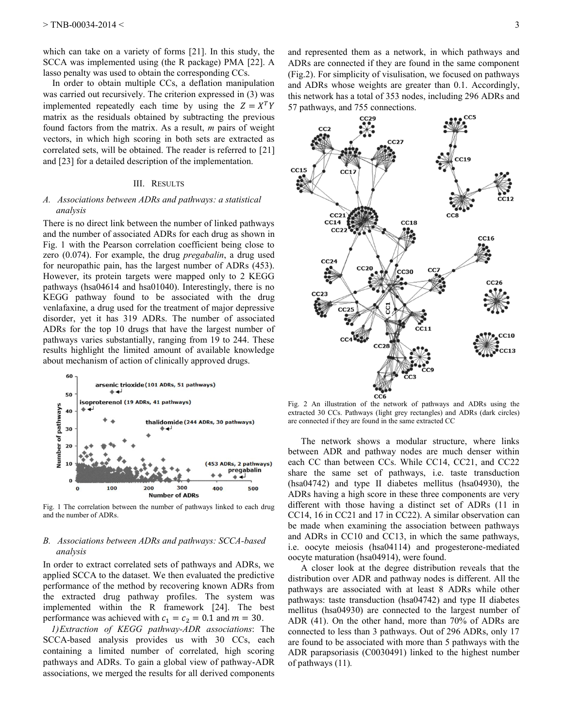which can take on a variety of forms [21]. In this study, the SCCA was implemented using (the R package) PMA [22]. A lasso penalty was used to obtain the corresponding CCs.

In order to obtain multiple CCs, a deflation manipulation was carried out recursively. The criterion expressed in (3) was implemented repeatedly each time by using the $Z = X^T Y$ matrix as the residuals obtained by subtracting the previous found factors from the matrix. As a result, *m* pairs of weight vectors, in which high scoring in both sets are extracted as correlated sets, will be obtained. The reader is referred to [21] and [23] for a detailed description of the implementation.

## III. Results

### A. Associations between ADRs and pathways: a statistical analysis

There is no direct link between the number of linked pathways and the number of associated ADRs for each drug as shown in Fig. 1 with the Pearson correlation coefficient being close to zero (0.074). For example, the drug *pregabalin*, a drug used for neuropathic pain, has the largest number of ADRs (453). However, its protein targets were mapped only to 2 KEGG pathways (hsa04614 and hsa01040). Interestingly, there is no KEGG pathway found to be associated with the drug venlafaxine, a drug used for the treatment of major depressive disorder, yet it has 319 ADRs. The number of associated ADRs for the top 10 drugs that have the largest number of pathways varies substantially, ranging from 19 to 244. These results highlight the limited amount of available knowledge about mechanism of action of clinically approved drugs.

Fig. 1 The correlation between the number of pathways linked to each drug and the number of ADRs.

### B. Associations between ADRs and pathways: SCCA-based analysis

In order to extract correlated sets of pathways and ADRs, we applied SCCA to the dataset. We then evaluated the predictive performance of the method by recovering known ADRs from the extracted drug pathway profiles. The system was implemented within the R framework [24]. The best performance was achieved with $c_1 = c_2 = 0.1$ and $m = 30$.

*1) Extraction of KEGG pathway-ADR associations*: The SCCA-based analysis provides us with 30 CCs, each containing a limited number of correlated, high scoring pathways and ADRs. To gain a global view of pathway-ADR associations, we merged the results for all derived components and represented them as a network, in which pathways and ADRs are connected if they are found in the same component (Fig.2). For simplicity of visulisation, we focused on pathways and ADRs whose weights are greater than 0.1. Accordingly, this network has a total of 353 nodes, including 296 ADRs and 57 pathways, and 755 connections.

Fig. 2 An illustration of the network of pathways and ADRs using the extracted 30 CCs. Pathways (light grey rectangles) and ADRs (dark circles) are connected if they are found in the same extracted CC

The network shows a modular structure, where links between ADR and pathway nodes are much denser within each CC than between CCs. While CC14, CC21, and CC22 share the same set of pathways, i.e. taste transduction (hsa04742) and type II diabetes mellitus (hsa04930), the ADRs having a high score in these three components are very different with those having a distinct set of ADRs (11 in CC14, 16 in CC21 and 17 in CC22). A similar observation can be made when examining the association between pathways and ADRs in CC10 and CC13, in which the same pathways, i.e. oocyte meiosis (hsa04114) and progesterone-mediated oocyte maturation (hsa04914), were found.

A closer look at the degree distribution reveals that the distribution over ADR and pathway nodes is different. All the pathways are associated with at least 8 ADRs while other pathways: taste transduction (hsa04742) and type II diabetes mellitus (hsa04930) are connected to the largest number of ADR (41). On the other hand, more than 70% of ADRs are connected to less than 3 pathways. Out of 296 ADRs, only 17 are found to be associated with more than 5 pathways with the ADR parapsoriasis (C0030491) linked to the highest number of pathways (11).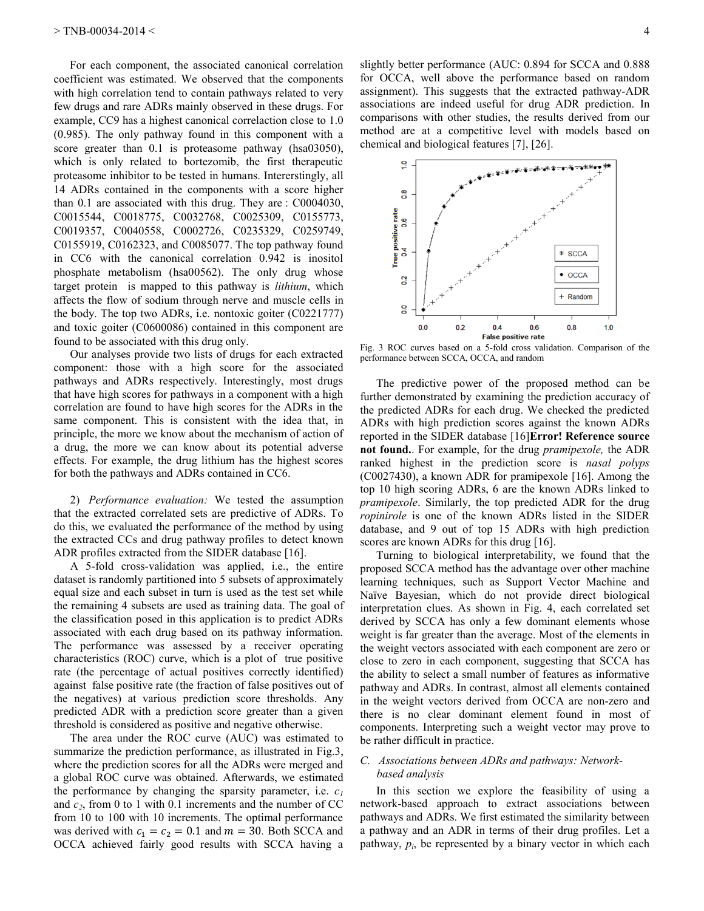For each component, the associated canonical correlation coefficient was estimated. We observed that the components with high correlation tend to contain pathways related to very few drugs and rare ADRs mainly observed in these drugs. For example, CC9 has a highest canonical correlaction close to 1.0 (0.985). The only pathway found in this component with a score greater than 0.1 is proteasome pathway (hsa03050), which is only related to bortezomib, the first therapeutic proteasome inhibitor to be tested in humans. Intererstingly, all 14 ADRs contained in the components with a score higher than 0.1 are associated with this drug. They are : C0004030, C0015544, C0018775, C0032768, C0025309, C0155773, C0019357, C0040558, C0002726, C0235329, C0259749, C0155919, C0162323, and C0085077. The top pathway found in CC6 with the canonical correlation 0.942 is inositol phosphate metabolism (hsa00562). The only drug whose target protein is mapped to this pathway is *lithium*, which affects the flow of sodium through nerve and muscle cells in the body. The top two ADRs, i.e. nontoxic goiter (C0221777) and toxic goiter (C0600086) contained in this component are found to be associated with this drug only.

Our analyses provide two lists of drugs for each extracted component: those with a high score for the associated pathways and ADRs respectively. Interestingly, most drugs that have high scores for pathways in a component with a high correlation are found to have high scores for the ADRs in the same component. This is consistent with the idea that, in principle, the more we know about the mechanism of action of a drug, the more we can know about its potential adverse effects. For example, the drug lithium has the highest scores for both the pathways and ADRs contained in CC6.

2) *Performance evaluation:* We tested the assumption that the extracted correlated sets are predictive of ADRs. To do this, we evaluated the performance of the method by using the extracted CCs and drug pathway profiles to detect known ADR profiles extracted from the SIDER database [16].

A 5-fold cross-validation was applied, i.e., the entire dataset is randomly partitioned into 5 subsets of approximately equal size and each subset in turn is used as the test set while the remaining 4 subsets are used as training data. The goal of the classification posed in this application is to predict ADRs associated with each drug based on its pathway information. The performance was assessed by a receiver operating characteristics (ROC) curve, which is a plot of true positive rate (the percentage of actual positives correctly identified) against false positive rate (the fraction of false positives out of the negatives) at various prediction score thresholds. Any predicted ADR with a prediction score greater than a given threshold is considered as positive and negative otherwise.

The area under the ROC curve (AUC) was estimated to summarize the prediction performance, as illustrated in Fig.3, where the prediction scores for all the ADRs were merged and a global ROC curve was obtained. Afterwards, we estimated the performance by changing the sparsity parameter, i.e. $c_1$ and $c_2$, from 0 to 1 with 0.1 increments and the number of CC from 10 to 100 with 10 increments. The optimal performance was derived with $c_1 = c_2 = 0.1$ and $m = 30$. Both SCCA and OCCA achieved fairly good results with SCCA having a slightly better performance (AUC: 0.894 for SCCA and 0.888 for OCCA, well above the performance based on random assignment). This suggests that the extracted pathway-ADR associations are indeed useful for drug ADR prediction. In comparisons with other studies, the results derived from our method are at a competitive level with models based on chemical and biological features [7], [26].

Fig. 3 ROC curves based on a 5-fold cross validation. Comparison of the performance between SCCA, OCCA, and random

The predictive power of the proposed method can be further demonstrated by examining the prediction accuracy of the predicted ADRs for each drug. We checked the predicted ADRs with high prediction scores against the known ADRs reported in the SIDER database [16]**Error! Reference source not found.**. For example, for the drug *pramipexole,* the ADR ranked highest in the prediction score is *nasal polyps* (C0027430), a known ADR for pramipexole [16]. Among the top 10 high scoring ADRs, 6 are the known ADRs linked to *pramipexole*. Similarly, the top predicted ADR for the drug *ropinirole* is one of the known ADRs listed in the SIDER database, and 9 out of top 15 ADRs with high prediction scores are known ADRs for this drug [16].

Turning to biological interpretability, we found that the proposed SCCA method has the advantage over other machine learning techniques, such as Support Vector Machine and Naïve Bayesian, which do not provide direct biological interpretation clues. As shown in Fig. 4, each correlated set derived by SCCA has only a few dominant elements whose weight is far greater than the average. Most of the elements in the weight vectors associated with each component are zero or close to zero in each component, suggesting that SCCA has the ability to select a small number of features as informative pathway and ADRs. In contrast, almost all elements contained in the weight vectors derived from OCCA are non-zero and there is no clear dominant element found in most of components. Interpreting such a weight vector may prove to be rather difficult in practice.

### C. *Associations between ADRs and pathways: Network-based analysis*

In this section we explore the feasibility of using a network-based approach to extract associations between pathways and ADRs. We first estimated the similarity between a pathway and an ADR in terms of their drug profiles. Let a pathway, $p_i$, be represented by a binary vector in which each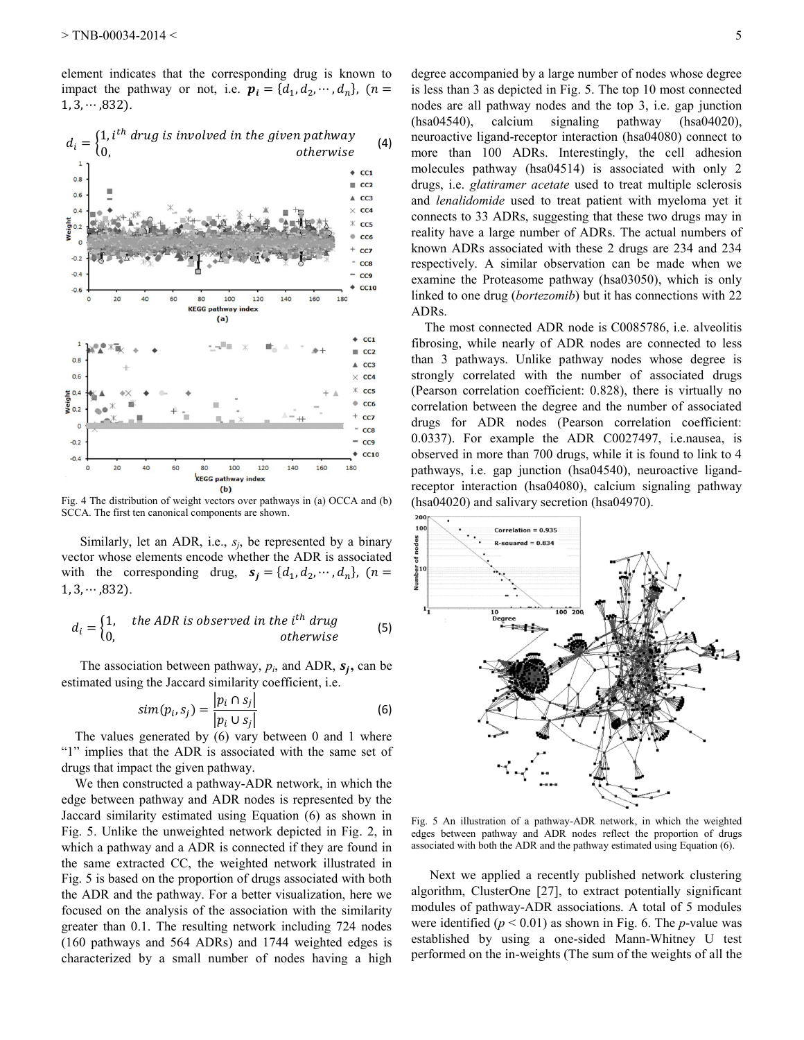element indicates that the corresponding drug is known to impact the pathway or not, i.e. $\boldsymbol{p_i} = \{d_1, d_2, \cdots, d_n\}$, $(n = 1, 3, \cdots, 832)$.

$$d_i = \begin{cases} 1, i^{th} \text{ drug is involved in the given pathway} \\ 0, \quad\quad\quad\quad\quad\quad\quad\quad\quad\quad \text{otherwise} \end{cases} \tag{4}$$

Fig. 4 The distribution of weight vectors over pathways in (a) OCCA and (b) SCCA. The first ten canonical components are shown.

Similarly, let an ADR, i.e., $s_j$, be represented by a binary vector whose elements encode whether the ADR is associated with the corresponding drug, $\boldsymbol{s_j} = \{d_1, d_2, \cdots, d_n\}$, $(n = 1, 3, \cdots, 832)$.

$$d_i = \begin{cases} 1, \quad \text{the ADR is observed in the } i^{th} \text{ drug} \\ 0, \quad\quad\quad\quad\quad\quad\quad\quad\quad\quad \text{otherwise} \end{cases} \tag{5}$$

The association between pathway, $p_i$, and ADR, $\boldsymbol{s_j}$, can be estimated using the Jaccard similarity coefficient, i.e.

$$sim(p_i, s_j) = \frac{|p_i \cap s_j|}{|p_i \cup s_j|} \tag{6}$$

The values generated by (6) vary between 0 and 1 where "1" implies that the ADR is associated with the same set of drugs that impact the given pathway.

We then constructed a pathway-ADR network, in which the edge between pathway and ADR nodes is represented by the Jaccard similarity estimated using Equation (6) as shown in Fig. 5. Unlike the unweighted network depicted in Fig. 2, in which a pathway and a ADR is connected if they are found in the same extracted CC, the weighted network illustrated in Fig. 5 is based on the proportion of drugs associated with both the ADR and the pathway. For a better visualization, here we focused on the analysis of the association with the similarity greater than 0.1. The resulting network including 724 nodes (160 pathways and 564 ADRs) and 1744 weighted edges is characterized by a small number of nodes having a high degree accompanied by a large number of nodes whose degree is less than 3 as depicted in Fig. 5. The top 10 most connected nodes are all pathway nodes and the top 3, i.e. gap junction (hsa04540), calcium signaling pathway (hsa04020), neuroactive ligand-receptor interaction (hsa04080) connect to more than 100 ADRs. Interestingly, the cell adhesion molecules pathway (hsa04514) is associated with only 2 drugs, i.e. *glatiramer acetate* used to treat multiple sclerosis and *lenalidomide* used to treat patient with myeloma yet it connects to 33 ADRs, suggesting that these two drugs may in reality have a large number of ADRs. The actual numbers of known ADRs associated with these 2 drugs are 234 and 234 respectively. A similar observation can be made when we examine the Proteasome pathway (hsa03050), which is only linked to one drug (*bortezomib*) but it has connections with 22 ADRs.

The most connected ADR node is C0085786, i.e. alveolitis fibrosing, while nearly of ADR nodes are connected to less than 3 pathways. Unlike pathway nodes whose degree is strongly correlated with the number of associated drugs (Pearson correlation coefficient: 0.828), there is virtually no correlation between the degree and the number of associated drugs for ADR nodes (Pearson correlation coefficient: 0.0337). For example the ADR C0027497, i.e.nausea, is observed in more than 700 drugs, while it is found to link to 4 pathways, i.e. gap junction (hsa04540), neuroactive ligand-receptor interaction (hsa04080), calcium signaling pathway (hsa04020) and salivary secretion (hsa04970).

Fig. 5 An illustration of a pathway-ADR network, in which the weighted edges between pathway and ADR nodes reflect the proportion of drugs associated with both the ADR and the pathway estimated using Equation (6).

Next we applied a recently published network clustering algorithm, ClusterOne [27], to extract potentially significant modules of pathway-ADR associations. A total of 5 modules were identified ($p < 0.01$) as shown in Fig. 6. The $p$-value was established by using a one-sided Mann-Whitney U test performed on the in-weights (The sum of the weights of all the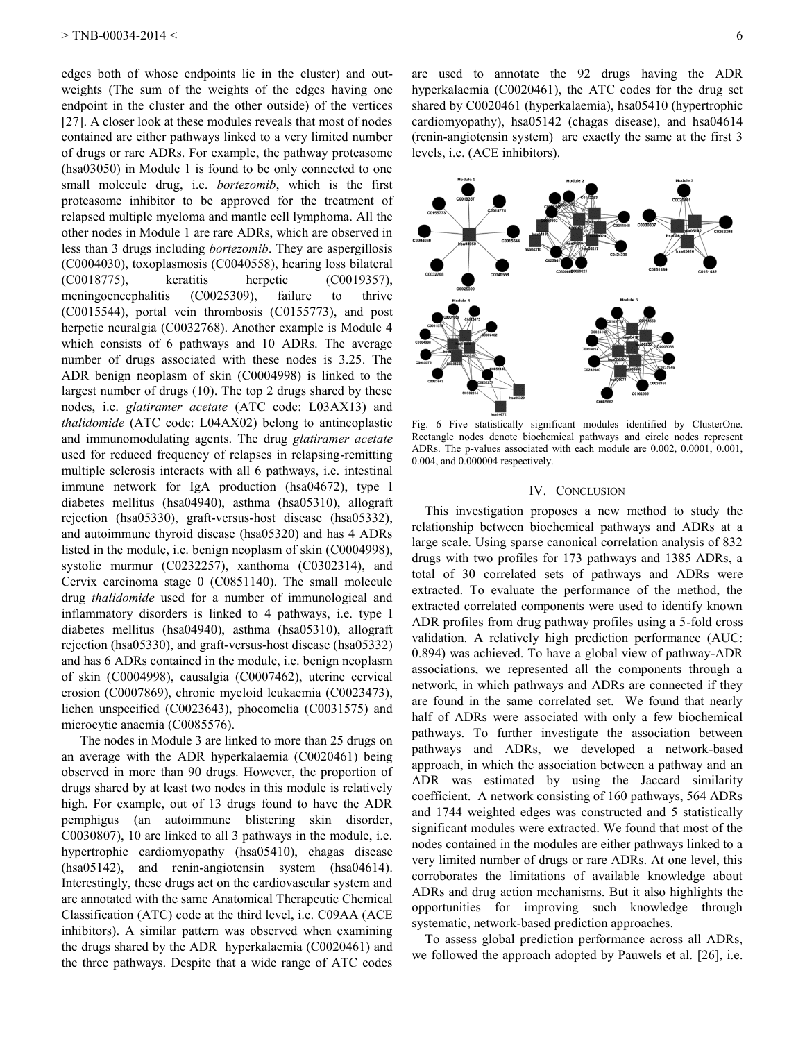edges both of whose endpoints lie in the cluster) and out-weights (The sum of the weights of the edges having one endpoint in the cluster and the other outside) of the vertices [27]. A closer look at these modules reveals that most of nodes contained are either pathways linked to a very limited number of drugs or rare ADRs. For example, the pathway proteasome (hsa03050) in Module 1 is found to be only connected to one small molecule drug, i.e. *bortezomib*, which is the first proteasome inhibitor to be approved for the treatment of relapsed multiple myeloma and mantle cell lymphoma. All the other nodes in Module 1 are rare ADRs, which are observed in less than 3 drugs including *bortezomib*. They are aspergillosis (C0004030), toxoplasmosis (C0040558), hearing loss bilateral (C0018775), keratitis herpetic (C0019357), meningoencephalitis (C0025309), failure to thrive (C0015544), portal vein thrombosis (C0155773), and post herpetic neuralgia (C0032768). Another example is Module 4 which consists of 6 pathways and 10 ADRs. The average number of drugs associated with these nodes is 3.25. The ADR benign neoplasm of skin (C0004998) is linked to the largest number of drugs (10). The top 2 drugs shared by these nodes, i.e. *glatiramer acetate* (ATC code: L03AX13) and *thalidomide* (ATC code: L04AX02) belong to antineoplastic and immunomodulating agents. The drug *glatiramer acetate* used for reduced frequency of relapses in relapsing-remitting multiple sclerosis interacts with all 6 pathways, i.e. intestinal immune network for IgA production (hsa04672), type I diabetes mellitus (hsa04940), asthma (hsa05310), allograft rejection (hsa05330), graft-versus-host disease (hsa05332), and autoimmune thyroid disease (hsa05320) and has 4 ADRs listed in the module, i.e. benign neoplasm of skin (C0004998), systolic murmur (C0232257), xanthoma (C0302314), and Cervix carcinoma stage 0 (C0851140). The small molecule drug *thalidomide* used for a number of immunological and inflammatory disorders is linked to 4 pathways, i.e. type I diabetes mellitus (hsa04940), asthma (hsa05310), allograft rejection (hsa05330), and graft-versus-host disease (hsa05332) and has 6 ADRs contained in the module, i.e. benign neoplasm of skin (C0004998), causalgia (C0007462), uterine cervical erosion (C0007869), chronic myeloid leukaemia (C0023473), lichen unspecified (C0023643), phocomelia (C0031575) and microcytic anaemia (C0085576).

The nodes in Module 3 are linked to more than 25 drugs on an average with the ADR hyperkalaemia (C0020461) being observed in more than 90 drugs. However, the proportion of drugs shared by at least two nodes in this module is relatively high. For example, out of 13 drugs found to have the ADR pemphigus (an autoimmune blistering skin disorder, C0030807), 10 are linked to all 3 pathways in the module, i.e. hypertrophic cardiomyopathy (hsa05410), chagas disease (hsa05142), and renin-angiotensin system (hsa04614). Interestingly, these drugs act on the cardiovascular system and are annotated with the same Anatomical Therapeutic Chemical Classification (ATC) code at the third level, i.e. C09AA (ACE inhibitors). A similar pattern was observed when examining the drugs shared by the ADR hyperkalaemia (C0020461) and the three pathways. Despite that a wide range of ATC codes are used to annotate the 92 drugs having the ADR hyperkalaemia (C0020461), the ATC codes for the drug set shared by C0020461 (hyperkalaemia), hsa05410 (hypertrophic cardiomyopathy), hsa05142 (chagas disease), and hsa04614 (renin-angiotensin system) are exactly the same at the first 3 levels, i.e. (ACE inhibitors).

Fig. 6 Five statistically significant modules identified by ClusterOne. Rectangle nodes denote biochemical pathways and circle nodes represent ADRs. The p-values associated with each module are 0.002, 0.0001, 0.001, 0.004, and 0.000004 respectively.

## IV. Conclusion

This investigation proposes a new method to study the relationship between biochemical pathways and ADRs at a large scale. Using sparse canonical correlation analysis of 832 drugs with two profiles for 173 pathways and 1385 ADRs, a total of 30 correlated sets of pathways and ADRs were extracted. To evaluate the performance of the method, the extracted correlated components were used to identify known ADR profiles from drug pathway profiles using a 5-fold cross validation. A relatively high prediction performance (AUC: 0.894) was achieved. To have a global view of pathway-ADR associations, we represented all the components through a network, in which pathways and ADRs are connected if they are found in the same correlated set. We found that nearly half of ADRs were associated with only a few biochemical pathways. To further investigate the association between pathways and ADRs, we developed a network-based approach, in which the association between a pathway and an ADR was estimated by using the Jaccard similarity coefficient. A network consisting of 160 pathways, 564 ADRs and 1744 weighted edges was constructed and 5 statistically significant modules were extracted. We found that most of the nodes contained in the modules are either pathways linked to a very limited number of drugs or rare ADRs. At one level, this corroborates the limitations of available knowledge about ADRs and drug action mechanisms. But it also highlights the opportunities for improving such knowledge through systematic, network-based prediction approaches.

To assess global prediction performance across all ADRs, we followed the approach adopted by Pauwels et al. [26], i.e.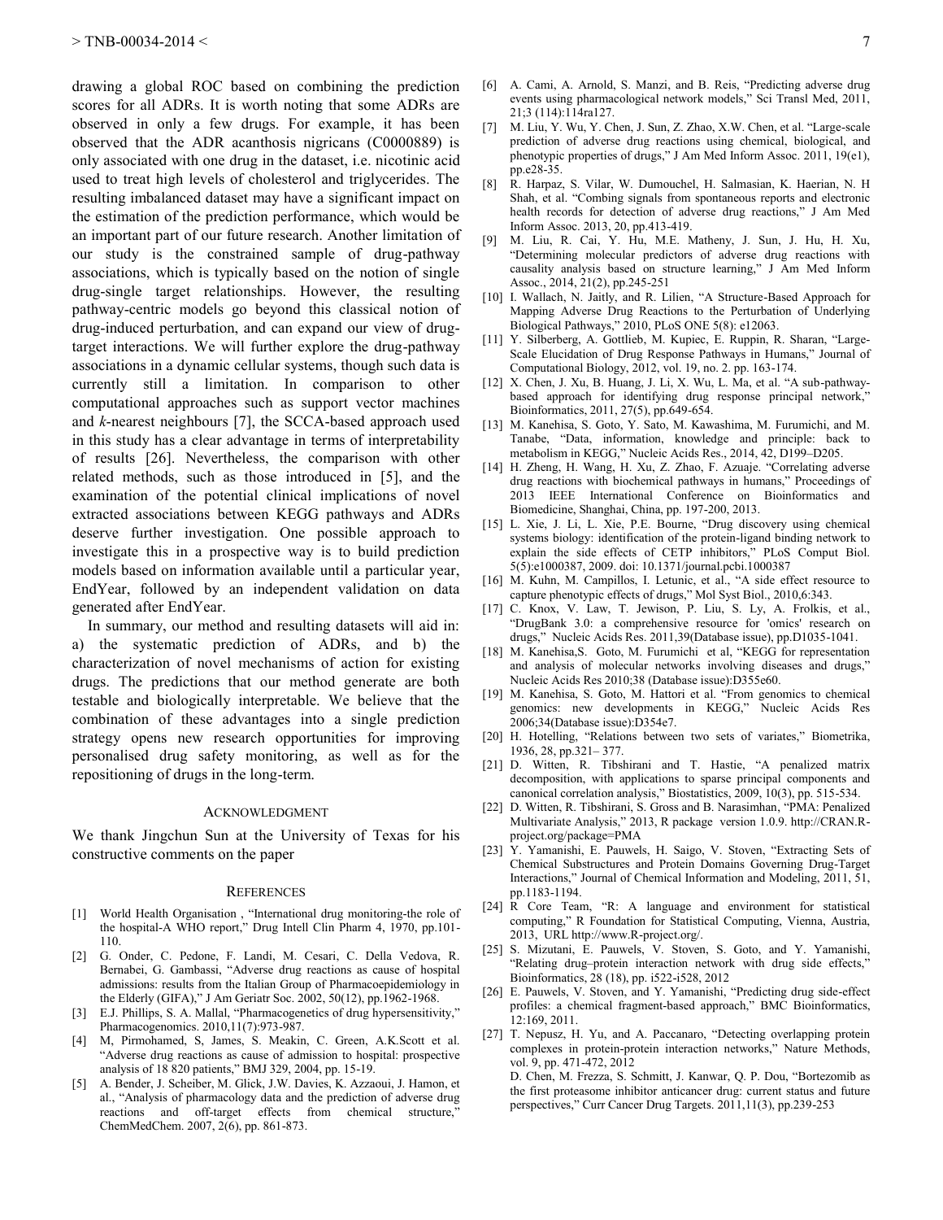drawing a global ROC based on combining the prediction scores for all ADRs. It is worth noting that some ADRs are observed in only a few drugs. For example, it has been observed that the ADR acanthosis nigricans (C0000889) is only associated with one drug in the dataset, i.e. nicotinic acid used to treat high levels of cholesterol and triglycerides. The resulting imbalanced dataset may have a significant impact on the estimation of the prediction performance, which would be an important part of our future research. Another limitation of our study is the constrained sample of drug-pathway associations, which is typically based on the notion of single drug-single target relationships. However, the resulting pathway-centric models go beyond this classical notion of drug-induced perturbation, and can expand our view of drug-target interactions. We will further explore the drug-pathway associations in a dynamic cellular systems, though such data is currently still a limitation. In comparison to other computational approaches such as support vector machines and *k*-nearest neighbours [7], the SCCA-based approach used in this study has a clear advantage in terms of interpretability of results [26]. Nevertheless, the comparison with other related methods, such as those introduced in [5], and the examination of the potential clinical implications of novel extracted associations between KEGG pathways and ADRs deserve further investigation. One possible approach to investigate this in a prospective way is to build prediction models based on information available until a particular year, EndYear, followed by an independent validation on data generated after EndYear.

In summary, our method and resulting datasets will aid in: a) the systematic prediction of ADRs, and b) the characterization of novel mechanisms of action for existing drugs. The predictions that our method generate are both testable and biologically interpretable. We believe that the combination of these advantages into a single prediction strategy opens new research opportunities for improving personalised drug safety monitoring, as well as for the repositioning of drugs in the long-term.

## Acknowledgment

We thank Jingchun Sun at the University of Texas for his constructive comments on the paper

## References

[1] World Health Organisation , "International drug monitoring-the role of the hospital-A WHO report," Drug Intell Clin Pharm 4, 1970, pp.101-110.

[2] G. Onder, C. Pedone, F. Landi, M. Cesari, C. Della Vedova, R. Bernabei, G. Gambassi, "Adverse drug reactions as cause of hospital admissions: results from the Italian Group of Pharmacoepidemiology in the Elderly (GIFA)," J Am Geriatr Soc. 2002, 50(12), pp.1962-1968.

[3] E.J. Phillips, S. A. Mallal, "Pharmacogenetics of drug hypersensitivity," Pharmacogenomics. 2010,11(7):973-987.

[4] M, Pirmohamed, S, James, S. Meakin, C. Green, A.K.Scott et al. "Adverse drug reactions as cause of admission to hospital: prospective analysis of 18 820 patients," BMJ 329, 2004, pp. 15-19.

[5] A. Bender, J. Scheiber, M. Glick, J.W. Davies, K. Azzaoui, J. Hamon, et al., "Analysis of pharmacology data and the prediction of adverse drug reactions and off-target effects from chemical structure," ChemMedChem. 2007, 2(6), pp. 861-873.

[6] A. Cami, A. Arnold, S. Manzi, and B. Reis, "Predicting adverse drug events using pharmacological network models," Sci Transl Med, 2011, 21;3 (114):114ra127.

[7] M. Liu, Y. Wu, Y. Chen, J. Sun, Z. Zhao, X.W. Chen, et al. "Large-scale prediction of adverse drug reactions using chemical, biological, and phenotypic properties of drugs," J Am Med Inform Assoc. 2011, 19(e1), pp.e28-35.

[8] R. Harpaz, S. Vilar, W. Dumouchel, H. Salmasian, K. Haerian, N. H Shah, et al. "Combing signals from spontaneous reports and electronic health records for detection of adverse drug reactions," J Am Med Inform Assoc. 2013, 20, pp.413-419.

[9] M. Liu, R. Cai, Y. Hu, M.E. Matheny, J. Sun, J. Hu, H. Xu, "Determining molecular predictors of adverse drug reactions with causality analysis based on structure learning," J Am Med Inform Assoc., 2014, 21(2), pp.245-251

[10] I. Wallach, N. Jaitly, and R. Lilien, "A Structure-Based Approach for Mapping Adverse Drug Reactions to the Perturbation of Underlying Biological Pathways," 2010, PLoS ONE 5(8): e12063.

[11] Y. Silberberg, A. Gottlieb, M. Kupiec, E. Ruppin, R. Sharan, "Large-Scale Elucidation of Drug Response Pathways in Humans," Journal of Computational Biology, 2012, vol. 19, no. 2. pp. 163-174.

[12] X. Chen, J. Xu, B. Huang, J. Li, X. Wu, L. Ma, et al. "A sub-pathway-based approach for identifying drug response principal network," Bioinformatics, 2011, 27(5), pp.649-654.

[13] M. Kanehisa, S. Goto, Y. Sato, M. Kawashima, M. Furumichi, and M. Tanabe, "Data, information, knowledge and principle: back to metabolism in KEGG," Nucleic Acids Res., 2014, 42, D199–D205.

[14] H. Zheng, H. Wang, H. Xu, Z. Zhao, F. Azuaje. "Correlating adverse drug reactions with biochemical pathways in humans," Proceedings of 2013 IEEE International Conference on Bioinformatics and Biomedicine, Shanghai, China, pp. 197-200, 2013.

[15] L. Xie, J. Li, L. Xie, P.E. Bourne, "Drug discovery using chemical systems biology: identification of the protein-ligand binding network to explain the side effects of CETP inhibitors," PLoS Comput Biol. 5(5):e1000387, 2009. doi: 10.1371/journal.pcbi.1000387

[16] M. Kuhn, M. Campillos, I. Letunic, et al., "A side effect resource to capture phenotypic effects of drugs," Mol Syst Biol., 2010,6:343.

[17] C. Knox, V. Law, T. Jewison, P. Liu, S. Ly, A. Frolkis, et al., "DrugBank 3.0: a comprehensive resource for 'omics' research on drugs," Nucleic Acids Res. 2011,39(Database issue), pp.D1035-1041.

[18] M. Kanehisa,S. Goto, M. Furumichi et al, "KEGG for representation and analysis of molecular networks involving diseases and drugs," Nucleic Acids Res 2010;38 (Database issue):D355e60.

[19] M. Kanehisa, S. Goto, M. Hattori et al. "From genomics to chemical genomics: new developments in KEGG," Nucleic Acids Res 2006;34(Database issue):D354e7.

[20] H. Hotelling, "Relations between two sets of variates," Biometrika, 1936, 28, pp.321– 377.

[21] D. Witten, R. Tibshirani and T. Hastie, "A penalized matrix decomposition, with applications to sparse principal components and canonical correlation analysis," Biostatistics, 2009, 10(3), pp. 515-534.

[22] D. Witten, R. Tibshirani, S. Gross and B. Narasimhan, "PMA: Penalized Multivariate Analysis," 2013, R package version 1.0.9. http://CRAN.R-project.org/package=PMA

[23] Y. Yamanishi, E. Pauwels, H. Saigo, V. Stoven, "Extracting Sets of Chemical Substructures and Protein Domains Governing Drug-Target Interactions," Journal of Chemical Information and Modeling, 2011, 51, pp.1183-1194.

[24] R Core Team, "R: A language and environment for statistical computing," R Foundation for Statistical Computing, Vienna, Austria, 2013, URL http://www.R-project.org/.

[25] S. Mizutani, E. Pauwels, V. Stoven, S. Goto, and Y. Yamanishi, "Relating drug–protein interaction network with drug side effects," Bioinformatics, 28 (18), pp. i522-i528, 2012

[26] E. Pauwels, V. Stoven, and Y. Yamanishi, "Predicting drug side-effect profiles: a chemical fragment-based approach," BMC Bioinformatics, 12:169, 2011.

[27] T. Nepusz, H. Yu, and A. Paccanaro, "Detecting overlapping protein complexes in protein-protein interaction networks," Nature Methods, vol. 9, pp. 471-472, 2012

D. Chen, M. Frezza, S. Schmitt, J. Kanwar, Q. P. Dou, "Bortezomib as the first proteasome inhibitor anticancer drug: current status and future perspectives," Curr Cancer Drug Targets. 2011,11(3), pp.239-253